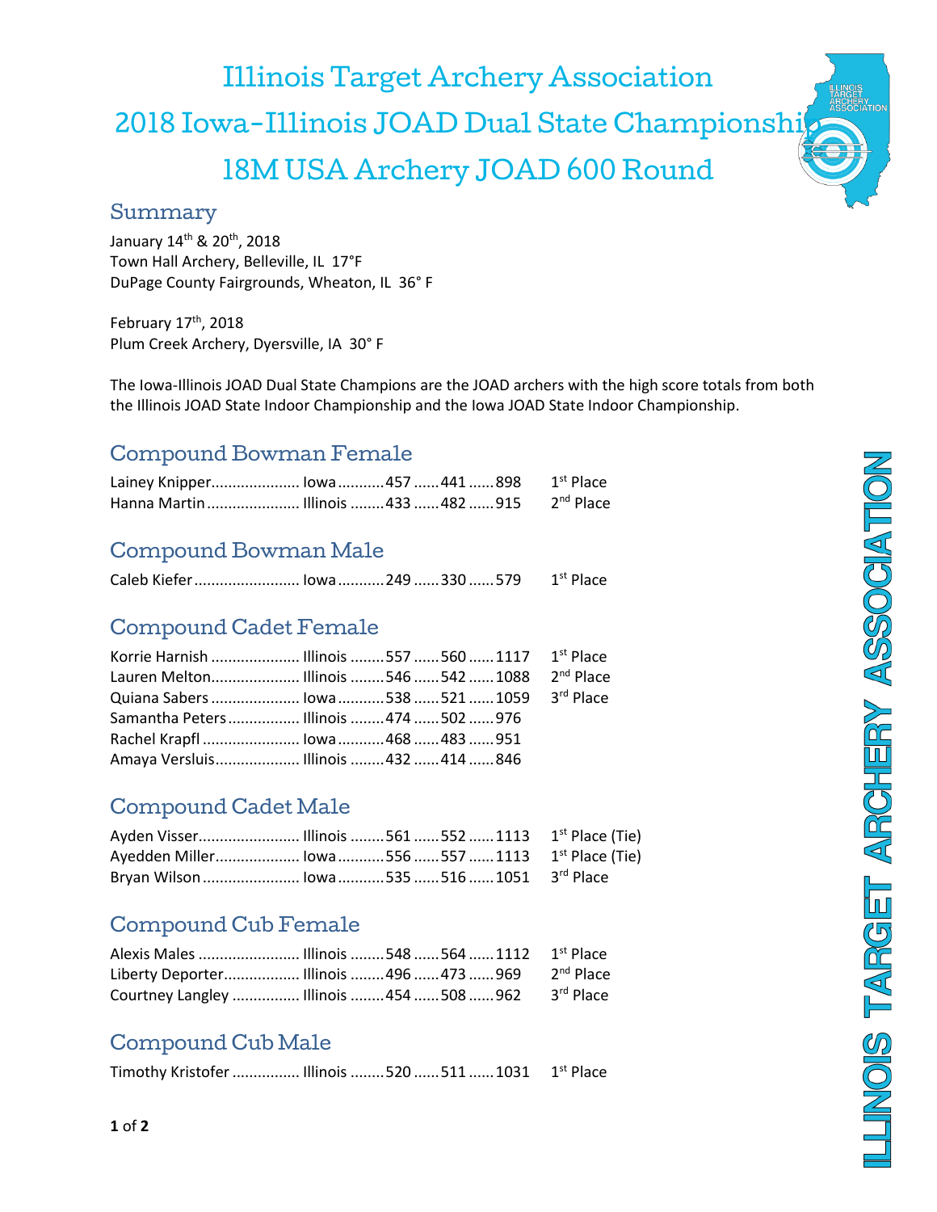# Illinois Target Archery Association

# 2018 Iowa-Illinois JOAD Dual State Championship

# 18M USA Archery JOAD 600 Round

## Summary

January 14th & 20th, 2018
Town Hall Archery, Belleville, IL 17°F
DuPage County Fairgrounds, Wheaton, IL 36° F

February 17th, 2018
Plum Creek Archery, Dyersville, IA 30° F

The Iowa-Illinois JOAD Dual State Champions are the JOAD archers with the high score totals from both the Illinois JOAD State Indoor Championship and the Iowa JOAD State Indoor Championship.

## Compound Bowman Female

| Name | State | Score 1 | Score 2 | Total | Place |
|---|---|---|---|---|---|
| Lainey Knipper | Iowa | 457 | 441 | 898 | 1st Place |
| Hanna Martin | Illinois | 433 | 482 | 915 | 2nd Place |

## Compound Bowman Male

| Name | State | Score 1 | Score 2 | Total | Place |
|---|---|---|---|---|---|
| Caleb Kiefer | Iowa | 249 | 330 | 579 | 1st Place |

## Compound Cadet Female

| Name | State | Score 1 | Score 2 | Total | Place |
|---|---|---|---|---|---|
| Korrie Harnish | Illinois | 557 | 560 | 1117 | 1st Place |
| Lauren Melton | Illinois | 546 | 542 | 1088 | 2nd Place |
| Quiana Sabers | Iowa | 538 | 521 | 1059 | 3rd Place |
| Samantha Peters | Illinois | 474 | 502 | 976 | |
| Rachel Krapfl | Iowa | 468 | 483 | 951 | |
| Amaya Versluis | Illinois | 432 | 414 | 846 | |

## Compound Cadet Male

| Name | State | Score 1 | Score 2 | Total | Place |
|---|---|---|---|---|---|
| Ayden Visser | Illinois | 561 | 552 | 1113 | 1st Place (Tie) |
| Ayedden Miller | Iowa | 556 | 557 | 1113 | 1st Place (Tie) |
| Bryan Wilson | Iowa | 535 | 516 | 1051 | 3rd Place |

## Compound Cub Female

| Name | State | Score 1 | Score 2 | Total | Place |
|---|---|---|---|---|---|
| Alexis Males | Illinois | 548 | 564 | 1112 | 1st Place |
| Liberty Deporter | Illinois | 496 | 473 | 969 | 2nd Place |
| Courtney Langley | Illinois | 454 | 508 | 962 | 3rd Place |

## Compound Cub Male

| Name | State | Score 1 | Score 2 | Total | Place |
|---|---|---|---|---|---|
| Timothy Kristofer | Illinois | 520 | 511 | 1031 | 1st Place |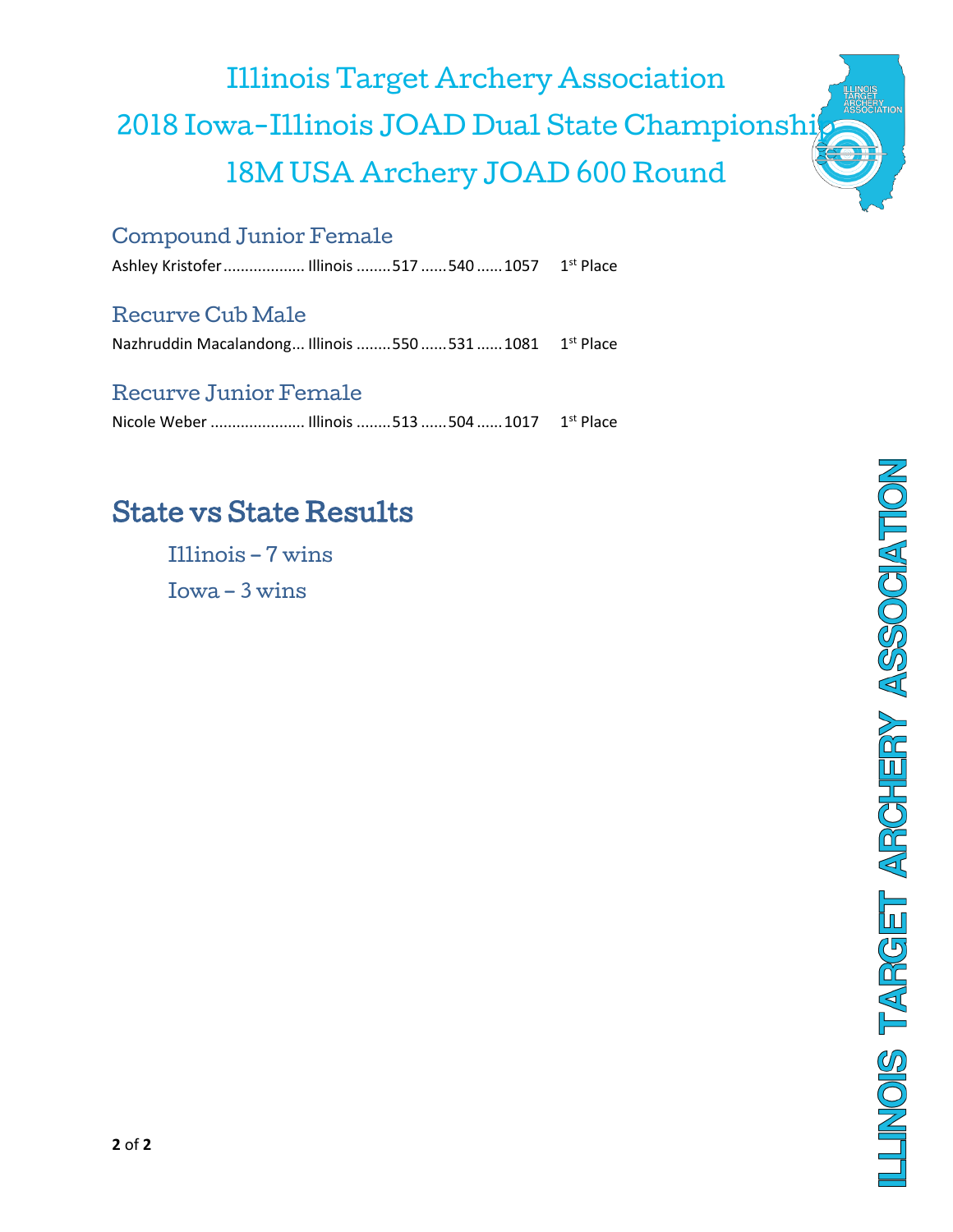# Illinois Target Archery Association
# 2018 Iowa-Illinois JOAD Dual State Championship
# 18M USA Archery JOAD 600 Round

### Compound Junior Female

Ashley Kristofer................... Illinois ........517 ......540 ......1057 1st Place

### Recurve Cub Male

Nazhruddin Macalandong... Illinois ........550 ......531 ......1081 1st Place

### Recurve Junior Female

Nicole Weber ...................... Illinois ........513 ......504 ......1017 1st Place

## State vs State Results

Illinois – 7 wins

Iowa – 3 wins